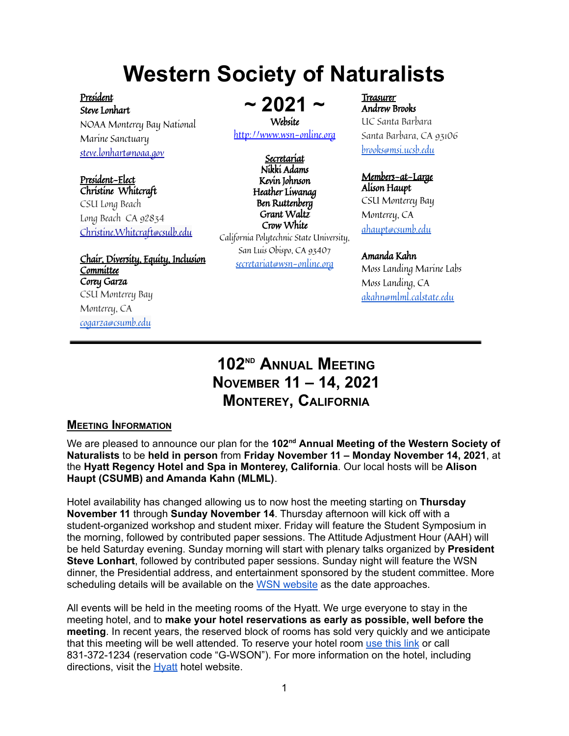# Western Society of Naturalists

## ~ 2021 ~

**Website**
http://www.wsn-online.org

**_President_**
**Steve Lonhart**
NOAA Monterey Bay National Marine Sanctuary
steve.lonhart@noaa.gov

**_President-Elect_**
**Christine Whitcraft**
CSU Long Beach
Long Beach CA 92834
Christine.Whitcraft@csulb.edu

**_Chair, Diversity, Equity, Inclusion Committee_**
**Corey Garza**
CSU Monterey Bay
Monterey, CA
cogarza@csumb.edu

**_Secretariat_**
**Nikki Adams**
**Kevin Johnson**
**Heather Liwanag**
**Ben Ruttenberg**
**Grant Waltz**
**Crow White**
California Polytechnic State University,
San Luis Obispo, CA 93407
secretariat@wsn-online.org

**_Treasurer_**
**Andrew Brooks**
UC Santa Barbara
Santa Barbara, CA 93106
brooks@msi.ucsb.edu

**_Members-at-Large_**
**Alison Haupt**
CSU Monterey Bay
Monterey, CA
ahaupt@csumb.edu

**Amanda Kahn**
Moss Landing Marine Labs
Moss Landing, CA
akahn@mlml.calstate.edu

---

# 102ND Annual Meeting
# November 11 – 14, 2021
# Monterey, California

## Meeting Information

We are pleased to announce our plan for the **102nd Annual Meeting of the Western Society of Naturalists** to be **held in person** from **Friday November 11 – Monday November 14, 2021**, at the **Hyatt Regency Hotel and Spa in Monterey, California**. Our local hosts will be **Alison Haupt (CSUMB) and Amanda Kahn (MLML)**.

Hotel availability has changed allowing us to now host the meeting starting on **Thursday November 11** through **Sunday November 14**. Thursday afternoon will kick off with a student-organized workshop and student mixer. Friday will feature the Student Symposium in the morning, followed by contributed paper sessions. The Attitude Adjustment Hour (AAH) will be held Saturday evening. Sunday morning will start with plenary talks organized by **President Steve Lonhart**, followed by contributed paper sessions. Sunday night will feature the WSN dinner, the Presidential address, and entertainment sponsored by the student committee. More scheduling details will be available on the WSN website as the date approaches.

All events will be held in the meeting rooms of the Hyatt. We urge everyone to stay in the meeting hotel, and to **make your hotel reservations as early as possible, well before the meeting**. In recent years, the reserved block of rooms has sold very quickly and we anticipate that this meeting will be well attended. To reserve your hotel room use this link or call 831-372-1234 (reservation code "G-WSON"). For more information on the hotel, including directions, visit the Hyatt hotel website.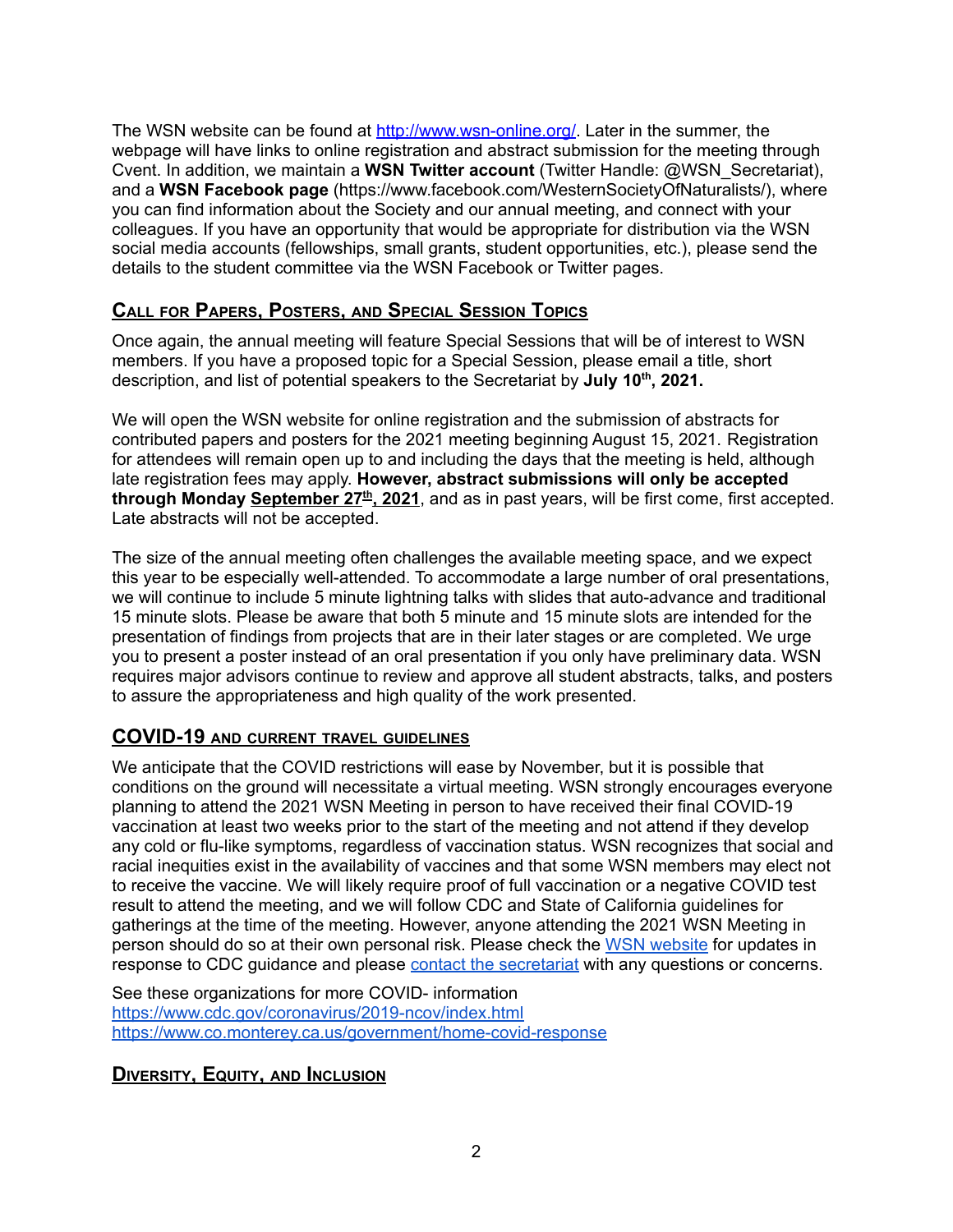The WSN website can be found at [http://www.wsn-online.org/](http://www.wsn-online.org/). Later in the summer, the webpage will have links to online registration and abstract submission for the meeting through Cvent. In addition, we maintain a **WSN Twitter account** (Twitter Handle: @WSN_Secretariat), and a **WSN Facebook page** (https://www.facebook.com/WesternSocietyOfNaturalists/), where you can find information about the Society and our annual meeting, and connect with your colleagues. If you have an opportunity that would be appropriate for distribution via the WSN social media accounts (fellowships, small grants, student opportunities, etc.), please send the details to the student committee via the WSN Facebook or Twitter pages.

## Call for Papers, Posters, and Special Session Topics

Once again, the annual meeting will feature Special Sessions that will be of interest to WSN members. If you have a proposed topic for a Special Session, please email a title, short description, and list of potential speakers to the Secretariat by **July 10th, 2021.**

We will open the WSN website for online registration and the submission of abstracts for contributed papers and posters for the 2021 meeting beginning August 15, 2021. Registration for attendees will remain open up to and including the days that the meeting is held, although late registration fees may apply. **However, abstract submissions will only be accepted through Monday September 27th, 2021**, and as in past years, will be first come, first accepted. Late abstracts will not be accepted.

The size of the annual meeting often challenges the available meeting space, and we expect this year to be especially well-attended. To accommodate a large number of oral presentations, we will continue to include 5 minute lightning talks with slides that auto-advance and traditional 15 minute slots. Please be aware that both 5 minute and 15 minute slots are intended for the presentation of findings from projects that are in their later stages or are completed. We urge you to present a poster instead of an oral presentation if you only have preliminary data. WSN requires major advisors continue to review and approve all student abstracts, talks, and posters to assure the appropriateness and high quality of the work presented.

## COVID-19 and current travel guidelines

We anticipate that the COVID restrictions will ease by November, but it is possible that conditions on the ground will necessitate a virtual meeting. WSN strongly encourages everyone planning to attend the 2021 WSN Meeting in person to have received their final COVID-19 vaccination at least two weeks prior to the start of the meeting and not attend if they develop any cold or flu-like symptoms, regardless of vaccination status. WSN recognizes that social and racial inequities exist in the availability of vaccines and that some WSN members may elect not to receive the vaccine. We will likely require proof of full vaccination or a negative COVID test result to attend the meeting, and we will follow CDC and State of California guidelines for gatherings at the time of the meeting. However, anyone attending the 2021 WSN Meeting in person should do so at their own personal risk. Please check the WSN website for updates in response to CDC guidance and please contact the secretariat with any questions or concerns.

See these organizations for more COVID- information
https://www.cdc.gov/coronavirus/2019-ncov/index.html
https://www.co.monterey.ca.us/government/home-covid-response

## Diversity, Equity, and Inclusion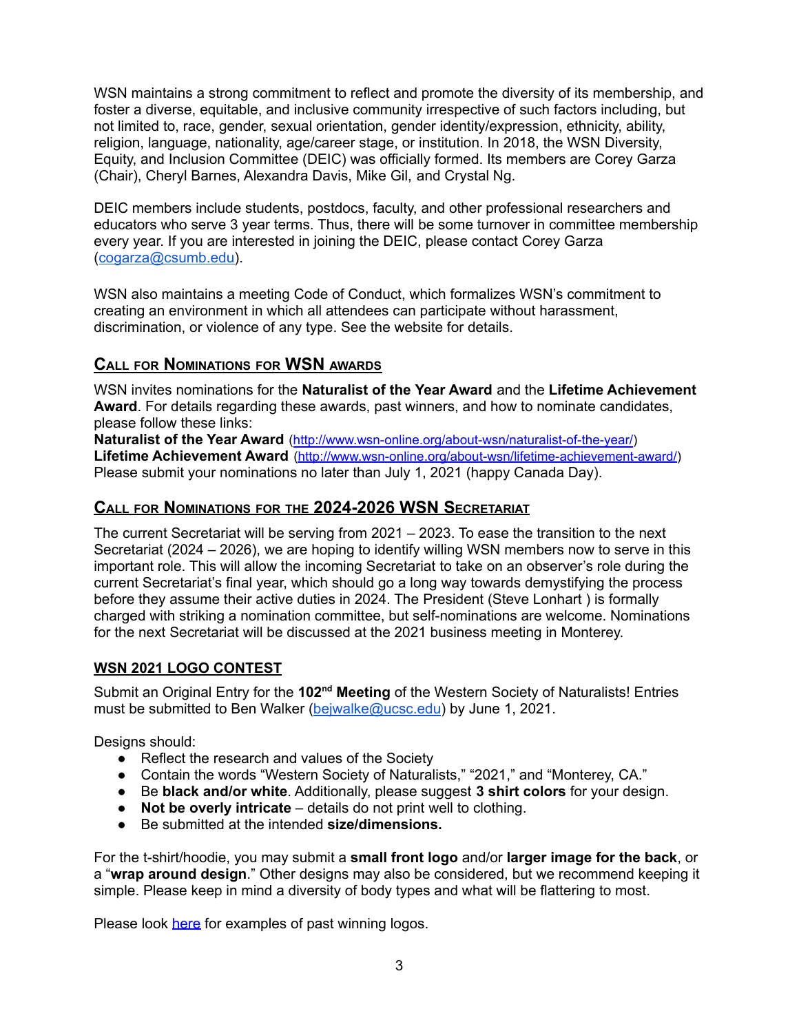WSN maintains a strong commitment to reflect and promote the diversity of its membership, and foster a diverse, equitable, and inclusive community irrespective of such factors including, but not limited to, race, gender, sexual orientation, gender identity/expression, ethnicity, ability, religion, language, nationality, age/career stage, or institution. In 2018, the WSN Diversity, Equity, and Inclusion Committee (DEIC) was officially formed. Its members are Corey Garza (Chair), Cheryl Barnes, Alexandra Davis, Mike Gil, and Crystal Ng.

DEIC members include students, postdocs, faculty, and other professional researchers and educators who serve 3 year terms. Thus, there will be some turnover in committee membership every year. If you are interested in joining the DEIC, please contact Corey Garza (cogarza@csumb.edu).

WSN also maintains a meeting Code of Conduct, which formalizes WSN's commitment to creating an environment in which all attendees can participate without harassment, discrimination, or violence of any type. See the website for details.

## Call for Nominations for WSN awards

WSN invites nominations for the **Naturalist of the Year Award** and the **Lifetime Achievement Award**. For details regarding these awards, past winners, and how to nominate candidates, please follow these links:
**Naturalist of the Year Award** (http://www.wsn-online.org/about-wsn/naturalist-of-the-year/)
**Lifetime Achievement Award** (http://www.wsn-online.org/about-wsn/lifetime-achievement-award/)
Please submit your nominations no later than July 1, 2021 (happy Canada Day).

## Call for Nominations for the 2024-2026 WSN Secretariat

The current Secretariat will be serving from 2021 – 2023. To ease the transition to the next Secretariat (2024 – 2026), we are hoping to identify willing WSN members now to serve in this important role. This will allow the incoming Secretariat to take on an observer's role during the current Secretariat's final year, which should go a long way towards demystifying the process before they assume their active duties in 2024. The President (Steve Lonhart ) is formally charged with striking a nomination committee, but self-nominations are welcome. Nominations for the next Secretariat will be discussed at the 2021 business meeting in Monterey.

## WSN 2021 LOGO CONTEST

Submit an Original Entry for the **102nd Meeting** of the Western Society of Naturalists! Entries must be submitted to Ben Walker (bejwalke@ucsc.edu) by June 1, 2021.

Designs should:

- Reflect the research and values of the Society
- Contain the words "Western Society of Naturalists," "2021," and "Monterey, CA."
- Be **black and/or white**. Additionally, please suggest **3 shirt colors** for your design.
- **Not be overly intricate** – details do not print well to clothing.
- Be submitted at the intended **size/dimensions.**

For the t-shirt/hoodie, you may submit a **small front logo** and/or **larger image for the back**, or a "**wrap around design**." Other designs may also be considered, but we recommend keeping it simple. Please keep in mind a diversity of body types and what will be flattering to most.

Please look here for examples of past winning logos.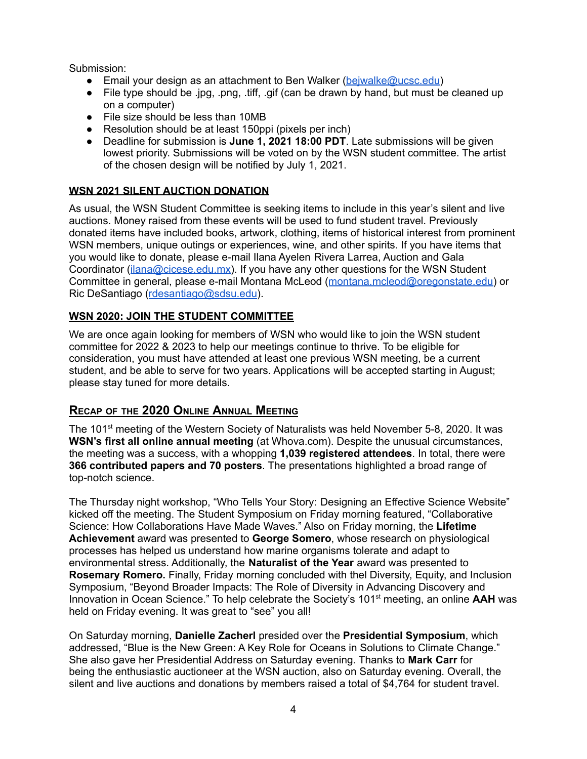Submission:

- Email your design as an attachment to Ben Walker (bejwalke@ucsc.edu)
- File type should be .jpg, .png, .tiff, .gif (can be drawn by hand, but must be cleaned up on a computer)
- File size should be less than 10MB
- Resolution should be at least 150ppi (pixels per inch)
- Deadline for submission is **June 1, 2021 18:00 PDT**. Late submissions will be given lowest priority. Submissions will be voted on by the WSN student committee. The artist of the chosen design will be notified by July 1, 2021.

## WSN 2021 SILENT AUCTION DONATION

As usual, the WSN Student Committee is seeking items to include in this year's silent and live auctions. Money raised from these events will be used to fund student travel. Previously donated items have included books, artwork, clothing, items of historical interest from prominent WSN members, unique outings or experiences, wine, and other spirits. If you have items that you would like to donate, please e-mail Ilana Ayelen Rivera Larrea, Auction and Gala Coordinator (ilana@cicese.edu.mx). If you have any other questions for the WSN Student Committee in general, please e-mail Montana McLeod (montana.mcleod@oregonstate.edu) or Ric DeSantiago (rdesantiago@sdsu.edu).

## WSN 2020: JOIN THE STUDENT COMMITTEE

We are once again looking for members of WSN who would like to join the WSN student committee for 2022 & 2023 to help our meetings continue to thrive. To be eligible for consideration, you must have attended at least one previous WSN meeting, be a current student, and be able to serve for two years. Applications will be accepted starting in August; please stay tuned for more details.

## RECAP OF THE 2020 ONLINE ANNUAL MEETING

The 101st meeting of the Western Society of Naturalists was held November 5-8, 2020. It was **WSN's first all online annual meeting** (at Whova.com). Despite the unusual circumstances, the meeting was a success, with a whopping **1,039 registered attendees**. In total, there were **366 contributed papers and 70 posters**. The presentations highlighted a broad range of top-notch science.

The Thursday night workshop, "Who Tells Your Story: Designing an Effective Science Website" kicked off the meeting. The Student Symposium on Friday morning featured, "Collaborative Science: How Collaborations Have Made Waves." Also on Friday morning, the **Lifetime Achievement** award was presented to **George Somero**, whose research on physiological processes has helped us understand how marine organisms tolerate and adapt to environmental stress. Additionally, the **Naturalist of the Year** award was presented to **Rosemary Romero.** Finally, Friday morning concluded with thel Diversity, Equity, and Inclusion Symposium, "Beyond Broader Impacts: The Role of Diversity in Advancing Discovery and Innovation in Ocean Science." To help celebrate the Society's 101st meeting, an online **AAH** was held on Friday evening. It was great to "see" you all!

On Saturday morning, **Danielle Zacherl** presided over the **Presidential Symposium**, which addressed, "Blue is the New Green: A Key Role for Oceans in Solutions to Climate Change." She also gave her Presidential Address on Saturday evening. Thanks to **Mark Carr** for being the enthusiastic auctioneer at the WSN auction, also on Saturday evening. Overall, the silent and live auctions and donations by members raised a total of $4,764 for student travel.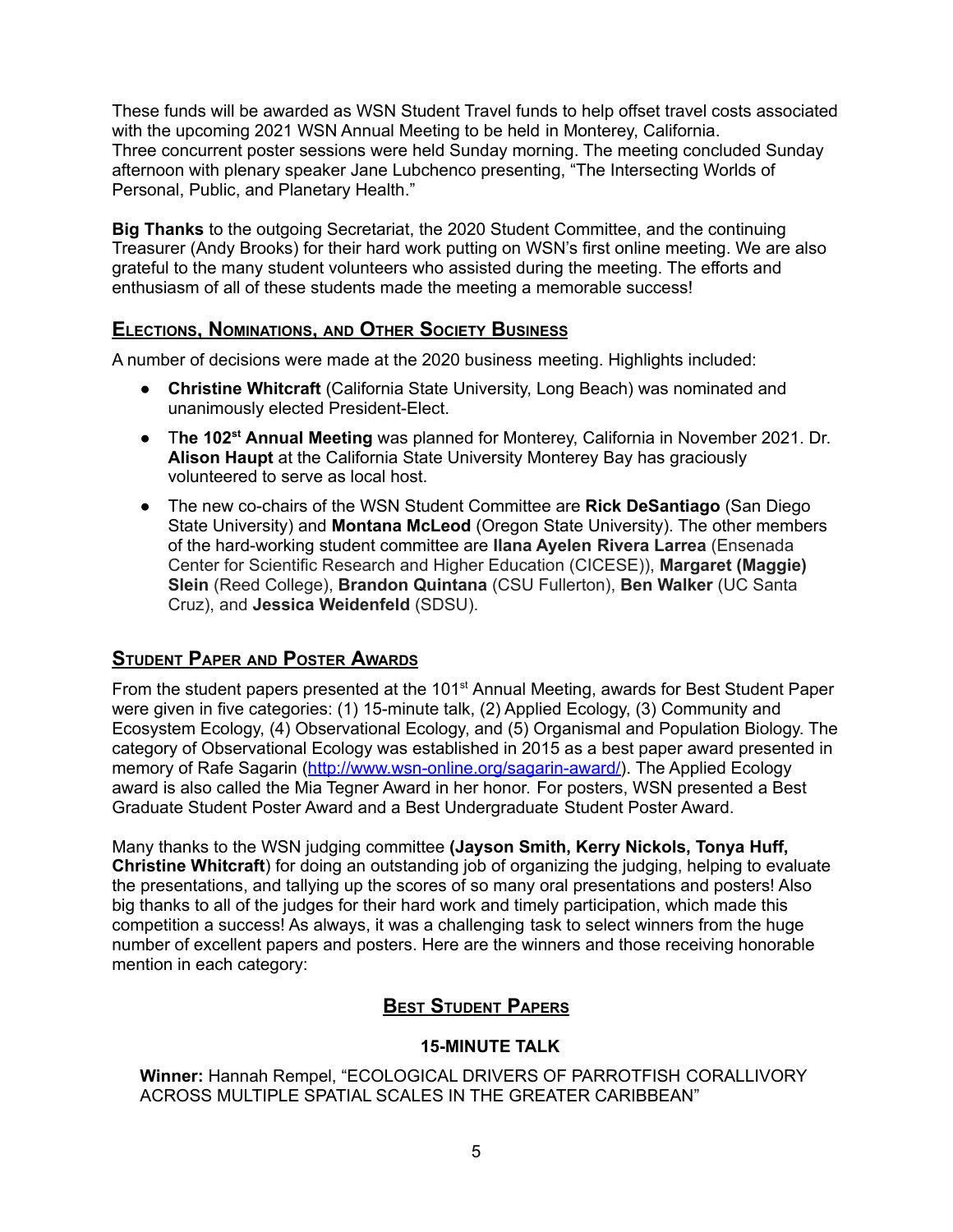These funds will be awarded as WSN Student Travel funds to help offset travel costs associated with the upcoming 2021 WSN Annual Meeting to be held in Monterey, California.
Three concurrent poster sessions were held Sunday morning. The meeting concluded Sunday afternoon with plenary speaker Jane Lubchenco presenting, "The Intersecting Worlds of Personal, Public, and Planetary Health."

**Big Thanks** to the outgoing Secretariat, the 2020 Student Committee, and the continuing Treasurer (Andy Brooks) for their hard work putting on WSN's first online meeting. We are also grateful to the many student volunteers who assisted during the meeting. The efforts and enthusiasm of all of these students made the meeting a memorable success!

## Elections, Nominations, and Other Society Business

A number of decisions were made at the 2020 business meeting. Highlights included:

- **Christine Whitcraft** (California State University, Long Beach) was nominated and unanimously elected President-Elect.
- T**he 102nd Annual Meeting** was planned for Monterey, California in November 2021. Dr. **Alison Haupt** at the California State University Monterey Bay has graciously volunteered to serve as local host.
- The new co-chairs of the WSN Student Committee are **Rick DeSantiago** (San Diego State University) and **Montana McLeod** (Oregon State University). The other members of the hard-working student committee are **Ilana Ayelen Rivera Larrea** (Ensenada Center for Scientific Research and Higher Education (CICESE)), **Margaret (Maggie) Slein** (Reed College), **Brandon Quintana** (CSU Fullerton), **Ben Walker** (UC Santa Cruz), and **Jessica Weidenfeld** (SDSU).

## Student Paper and Poster Awards

From the student papers presented at the 101st Annual Meeting, awards for Best Student Paper were given in five categories: (1) 15-minute talk, (2) Applied Ecology, (3) Community and Ecosystem Ecology, (4) Observational Ecology, and (5) Organismal and Population Biology. The category of Observational Ecology was established in 2015 as a best paper award presented in memory of Rafe Sagarin (http://www.wsn-online.org/sagarin-award/). The Applied Ecology award is also called the Mia Tegner Award in her honor. For posters, WSN presented a Best Graduate Student Poster Award and a Best Undergraduate Student Poster Award.

Many thanks to the WSN judging committee **(Jayson Smith, Kerry Nickols, Tonya Huff, Christine Whitcraft**) for doing an outstanding job of organizing the judging, helping to evaluate the presentations, and tallying up the scores of so many oral presentations and posters! Also big thanks to all of the judges for their hard work and timely participation, which made this competition a success! As always, it was a challenging task to select winners from the huge number of excellent papers and posters. Here are the winners and those receiving honorable mention in each category:

## Best Student Papers

### 15-MINUTE TALK

**Winner:** Hannah Rempel, "ECOLOGICAL DRIVERS OF PARROTFISH CORALLIVORY ACROSS MULTIPLE SPATIAL SCALES IN THE GREATER CARIBBEAN"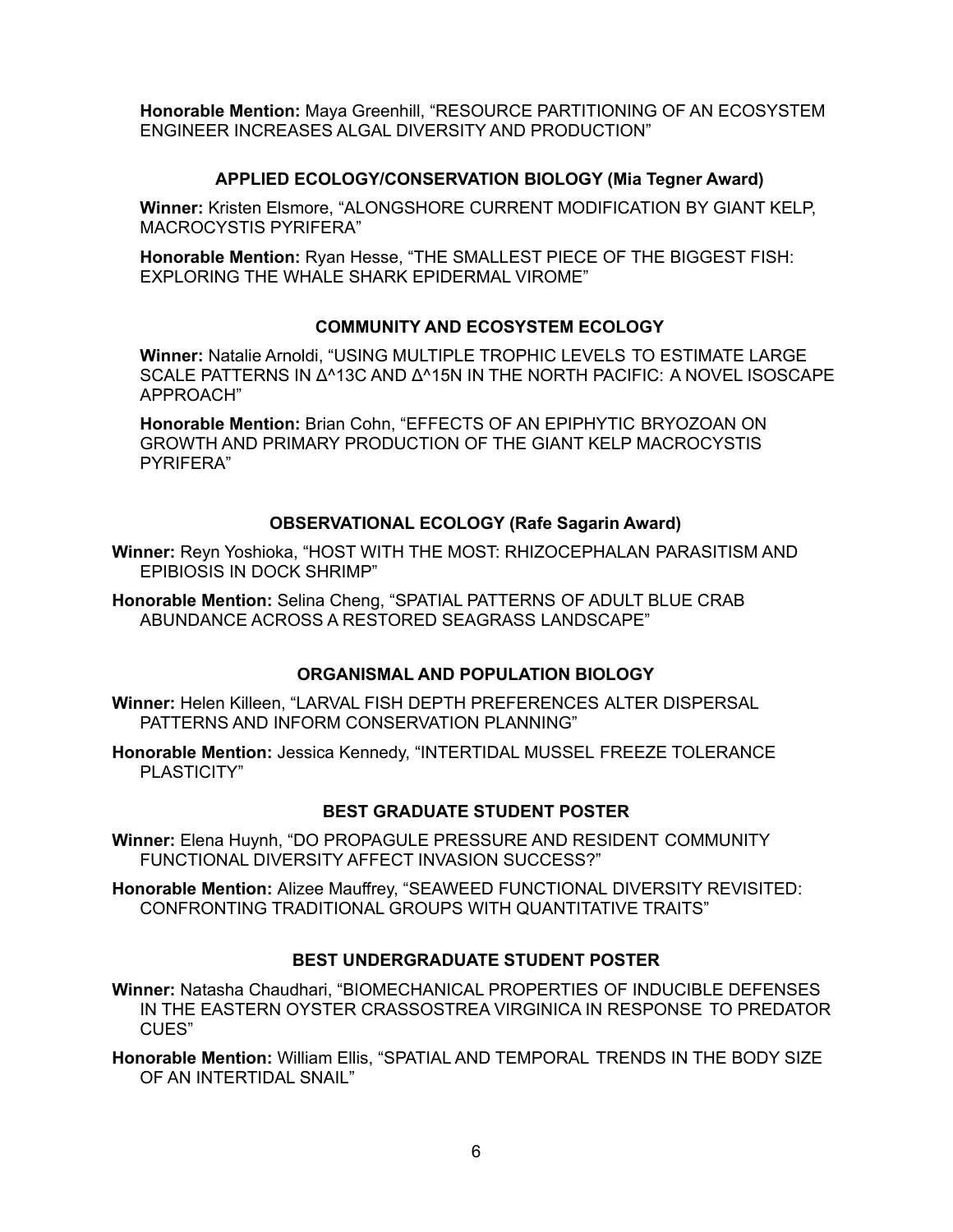**Honorable Mention:** Maya Greenhill, "RESOURCE PARTITIONING OF AN ECOSYSTEM ENGINEER INCREASES ALGAL DIVERSITY AND PRODUCTION"

### APPLIED ECOLOGY/CONSERVATION BIOLOGY (Mia Tegner Award)

**Winner:** Kristen Elsmore, "ALONGSHORE CURRENT MODIFICATION BY GIANT KELP, MACROCYSTIS PYRIFERA"

**Honorable Mention:** Ryan Hesse, "THE SMALLEST PIECE OF THE BIGGEST FISH: EXPLORING THE WHALE SHARK EPIDERMAL VIROME"

### COMMUNITY AND ECOSYSTEM ECOLOGY

**Winner:** Natalie Arnoldi, "USING MULTIPLE TROPHIC LEVELS TO ESTIMATE LARGE SCALE PATTERNS IN Δ^13C AND Δ^15N IN THE NORTH PACIFIC: A NOVEL ISOSCAPE APPROACH"

**Honorable Mention:** Brian Cohn, "EFFECTS OF AN EPIPHYTIC BRYOZOAN ON GROWTH AND PRIMARY PRODUCTION OF THE GIANT KELP MACROCYSTIS PYRIFERA"

### OBSERVATIONAL ECOLOGY (Rafe Sagarin Award)

**Winner:** Reyn Yoshioka, "HOST WITH THE MOST: RHIZOCEPHALAN PARASITISM AND EPIBIOSIS IN DOCK SHRIMP"

**Honorable Mention:** Selina Cheng, "SPATIAL PATTERNS OF ADULT BLUE CRAB ABUNDANCE ACROSS A RESTORED SEAGRASS LANDSCAPE"

### ORGANISMAL AND POPULATION BIOLOGY

**Winner:** Helen Killeen, "LARVAL FISH DEPTH PREFERENCES ALTER DISPERSAL PATTERNS AND INFORM CONSERVATION PLANNING"

**Honorable Mention:** Jessica Kennedy, "INTERTIDAL MUSSEL FREEZE TOLERANCE PLASTICITY"

### BEST GRADUATE STUDENT POSTER

**Winner:** Elena Huynh, "DO PROPAGULE PRESSURE AND RESIDENT COMMUNITY FUNCTIONAL DIVERSITY AFFECT INVASION SUCCESS?"

**Honorable Mention:** Alizee Mauffrey, "SEAWEED FUNCTIONAL DIVERSITY REVISITED: CONFRONTING TRADITIONAL GROUPS WITH QUANTITATIVE TRAITS"

### BEST UNDERGRADUATE STUDENT POSTER

**Winner:** Natasha Chaudhari, "BIOMECHANICAL PROPERTIES OF INDUCIBLE DEFENSES IN THE EASTERN OYSTER CRASSOSTREA VIRGINICA IN RESPONSE TO PREDATOR CUES"

**Honorable Mention:** William Ellis, "SPATIAL AND TEMPORAL TRENDS IN THE BODY SIZE OF AN INTERTIDAL SNAIL"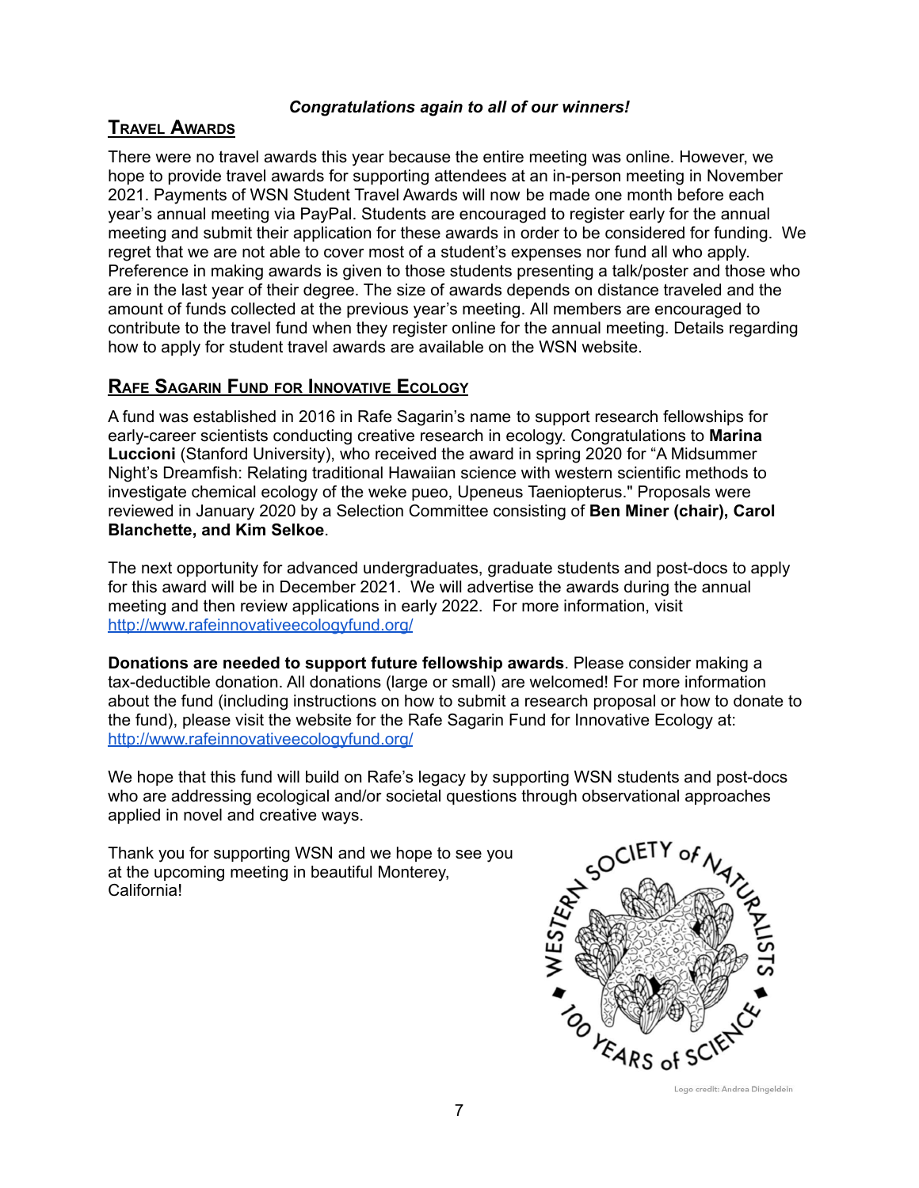*Congratulations again to all of our winners!*

## Travel Awards

There were no travel awards this year because the entire meeting was online. However, we hope to provide travel awards for supporting attendees at an in-person meeting in November 2021. Payments of WSN Student Travel Awards will now be made one month before each year's annual meeting via PayPal. Students are encouraged to register early for the annual meeting and submit their application for these awards in order to be considered for funding. We regret that we are not able to cover most of a student's expenses nor fund all who apply. Preference in making awards is given to those students presenting a talk/poster and those who are in the last year of their degree. The size of awards depends on distance traveled and the amount of funds collected at the previous year's meeting. All members are encouraged to contribute to the travel fund when they register online for the annual meeting. Details regarding how to apply for student travel awards are available on the WSN website.

## Rafe Sagarin Fund for Innovative Ecology

A fund was established in 2016 in Rafe Sagarin's name to support research fellowships for early-career scientists conducting creative research in ecology. Congratulations to **Marina Luccioni** (Stanford University), who received the award in spring 2020 for "A Midsummer Night's Dreamfish: Relating traditional Hawaiian science with western scientific methods to investigate chemical ecology of the weke pueo, Upeneus Taeniopterus." Proposals were reviewed in January 2020 by a Selection Committee consisting of **Ben Miner (chair), Carol Blanchette, and Kim Selkoe**.

The next opportunity for advanced undergraduates, graduate students and post-docs to apply for this award will be in December 2021. We will advertise the awards during the annual meeting and then review applications in early 2022. For more information, visit http://www.rafeinnovativeecologyfund.org/

**Donations are needed to support future fellowship awards**. Please consider making a tax-deductible donation. All donations (large or small) are welcomed! For more information about the fund (including instructions on how to submit a research proposal or how to donate to the fund), please visit the website for the Rafe Sagarin Fund for Innovative Ecology at: http://www.rafeinnovativeecologyfund.org/

We hope that this fund will build on Rafe's legacy by supporting WSN students and post-docs who are addressing ecological and/or societal questions through observational approaches applied in novel and creative ways.

Thank you for supporting WSN and we hope to see you at the upcoming meeting in beautiful Monterey, California!

WESTERN SOCIETY of NATURALISTS • 100 YEARS of SCIENCE •

Logo credit: Andrea Dingeldein